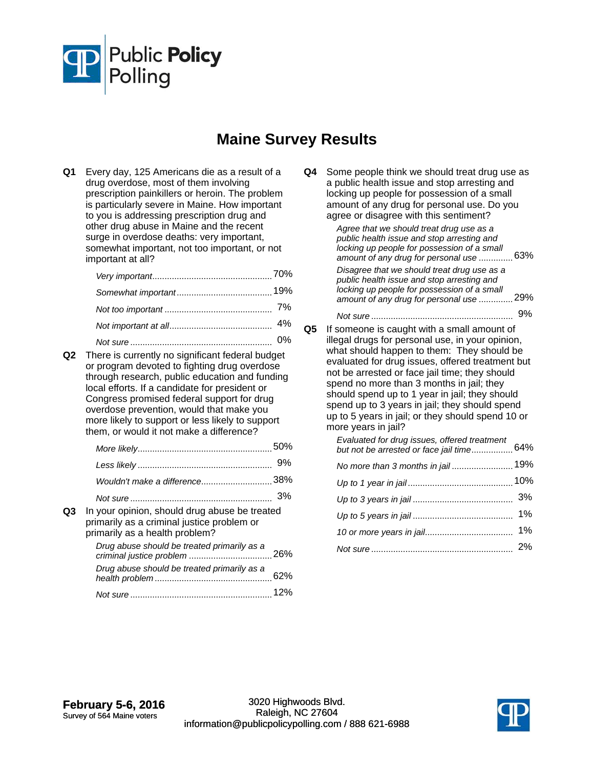Public Policy Polling

# Maine Survey Results

**Q1** Every day, 125 Americans die as a result of a drug overdose, most of them involving prescription painkillers or heroin. The problem is particularly severe in Maine. How important to you is addressing prescription drug and other drug abuse in Maine and the recent surge in overdose deaths: very important, somewhat important, not too important, or not important at all?

| | |
|---|---|
| *Very important* | 70% |
| *Somewhat important* | 19% |
| *Not too important* | 7% |
| *Not important at all* | 4% |
| *Not sure* | 0% |

**Q2** There is currently no significant federal budget or program devoted to fighting drug overdose through research, public education and funding local efforts. If a candidate for president or Congress promised federal support for drug overdose prevention, would that make you more likely to support or less likely to support them, or would it not make a difference?

| | |
|---|---|
| *More likely* | 50% |
| *Less likely* | 9% |
| *Wouldn't make a difference* | 38% |
| *Not sure* | 3% |

**Q3** In your opinion, should drug abuse be treated primarily as a criminal justice problem or primarily as a health problem?

| | |
|---|---|
| *Drug abuse should be treated primarily as a criminal justice problem* | 26% |
| *Drug abuse should be treated primarily as a health problem* | 62% |
| *Not sure* | 12% |

**Q4** Some people think we should treat drug use as a public health issue and stop arresting and locking up people for possession of a small amount of any drug for personal use. Do you agree or disagree with this sentiment?

| | |
|---|---|
| *Agree that we should treat drug use as a public health issue and stop arresting and locking up people for possession of a small amount of any drug for personal use* | 63% |
| *Disagree that we should treat drug use as a public health issue and stop arresting and locking up people for possession of a small amount of any drug for personal use* | 29% |
| *Not sure* | 9% |

**Q5** If someone is caught with a small amount of illegal drugs for personal use, in your opinion, what should happen to them: They should be evaluated for drug issues, offered treatment but not be arrested or face jail time; they should spend no more than 3 months in jail; they should spend up to 1 year in jail; they should spend up to 3 years in jail; they should spend up to 5 years in jail; or they should spend 10 or more years in jail?

| | |
|---|---|
| *Evaluated for drug issues, offered treatment but not be arrested or face jail time* | 64% |
| *No more than 3 months in jail* | 19% |
| *Up to 1 year in jail* | 10% |
| *Up to 3 years in jail* | 3% |
| *Up to 5 years in jail* | 1% |
| *10 or more years in jail* | 1% |
| *Not sure* | 2% |

**February 5-6, 2016**
Survey of 564 Maine voters

3020 Highwoods Blvd.
Raleigh, NC 27604
information@publicpolicypolling.com / 888 621-6988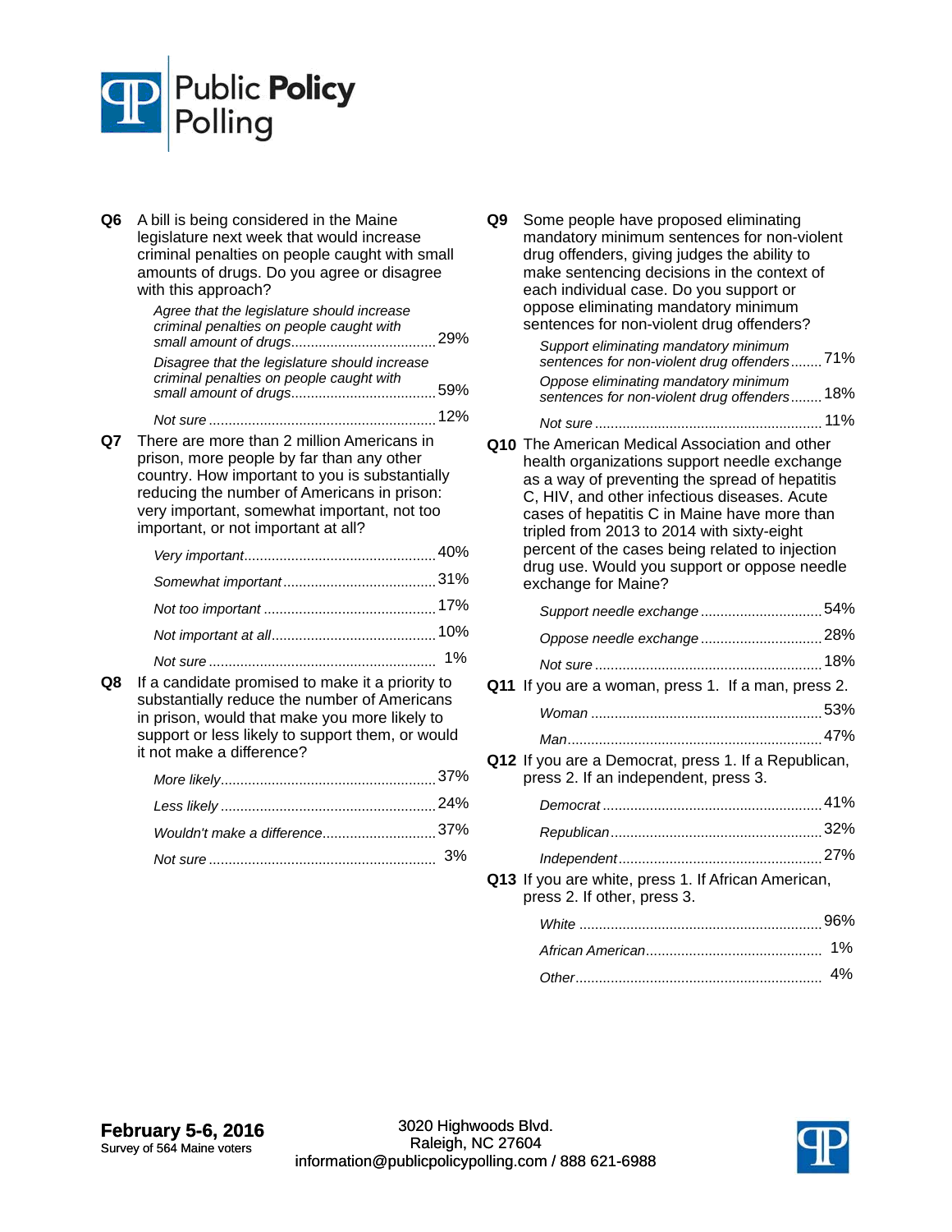**Q6** A bill is being considered in the Maine legislature next week that would increase criminal penalties on people caught with small amounts of drugs. Do you agree or disagree with this approach?

| | |
|---|---|
| *Agree that the legislature should increase criminal penalties on people caught with small amount of drugs* | 29% |
| *Disagree that the legislature should increase criminal penalties on people caught with small amount of drugs* | 59% |
| *Not sure* | 12% |

**Q7** There are more than 2 million Americans in prison, more people by far than any other country. How important to you is substantially reducing the number of Americans in prison: very important, somewhat important, not too important, or not important at all?

| | |
|---|---|
| *Very important* | 40% |
| *Somewhat important* | 31% |
| *Not too important* | 17% |
| *Not important at all* | 10% |
| *Not sure* | 1% |

**Q8** If a candidate promised to make it a priority to substantially reduce the number of Americans in prison, would that make you more likely to support or less likely to support them, or would it not make a difference?

| | |
|---|---|
| *More likely* | 37% |
| *Less likely* | 24% |
| *Wouldn't make a difference* | 37% |
| *Not sure* | 3% |

**Q9** Some people have proposed eliminating mandatory minimum sentences for non-violent drug offenders, giving judges the ability to make sentencing decisions in the context of each individual case. Do you support or oppose eliminating mandatory minimum sentences for non-violent drug offenders?

| | |
|---|---|
| *Support eliminating mandatory minimum sentences for non-violent drug offenders* | 71% |
| *Oppose eliminating mandatory minimum sentences for non-violent drug offenders* | 18% |
| *Not sure* | 11% |

**Q10** The American Medical Association and other health organizations support needle exchange as a way of preventing the spread of hepatitis C, HIV, and other infectious diseases. Acute cases of hepatitis C in Maine have more than tripled from 2013 to 2014 with sixty-eight percent of the cases being related to injection drug use. Would you support or oppose needle exchange for Maine?

| | |
|---|---|
| *Support needle exchange* | 54% |
| *Oppose needle exchange* | 28% |
| *Not sure* | 18% |

**Q11** If you are a woman, press 1. If a man, press 2.

| | |
|---|---|
| *Woman* | 53% |
| *Man* | 47% |

**Q12** If you are a Democrat, press 1. If a Republican, press 2. If an independent, press 3.

| | |
|---|---|
| *Democrat* | 41% |
| *Republican* | 32% |
| *Independent* | 27% |

**Q13** If you are white, press 1. If African American, press 2. If other, press 3.

| | |
|---|---|
| *White* | 96% |
| *African American* | 1% |
| *Other* | 4% |

**February 5-6, 2016**
Survey of 564 Maine voters

3020 Highwoods Blvd.
Raleigh, NC 27604
information@publicpolicypolling.com / 888 621-6988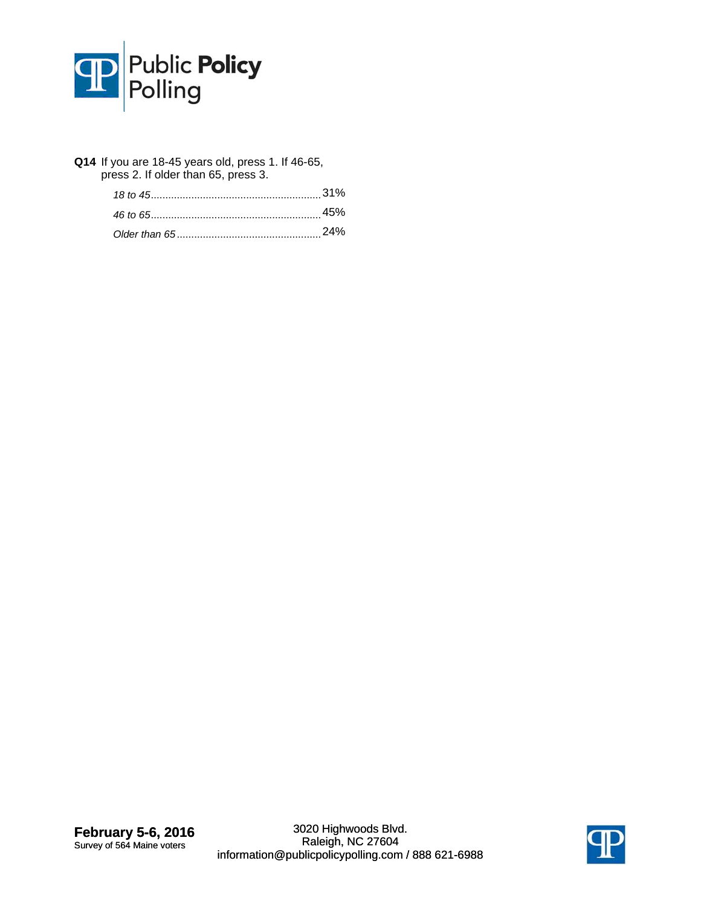**Q14** If you are 18-45 years old, press 1. If 46-65, press 2. If older than 65, press 3.

| | |
|---|---|
| *18 to 45* | 31% |
| *46 to 65* | 45% |
| *Older than 65* | 24% |

**February 5-6, 2016**
Survey of 564 Maine voters

3020 Highwoods Blvd.
Raleigh, NC 27604
information@publicpolicypolling.com / 888 621-6988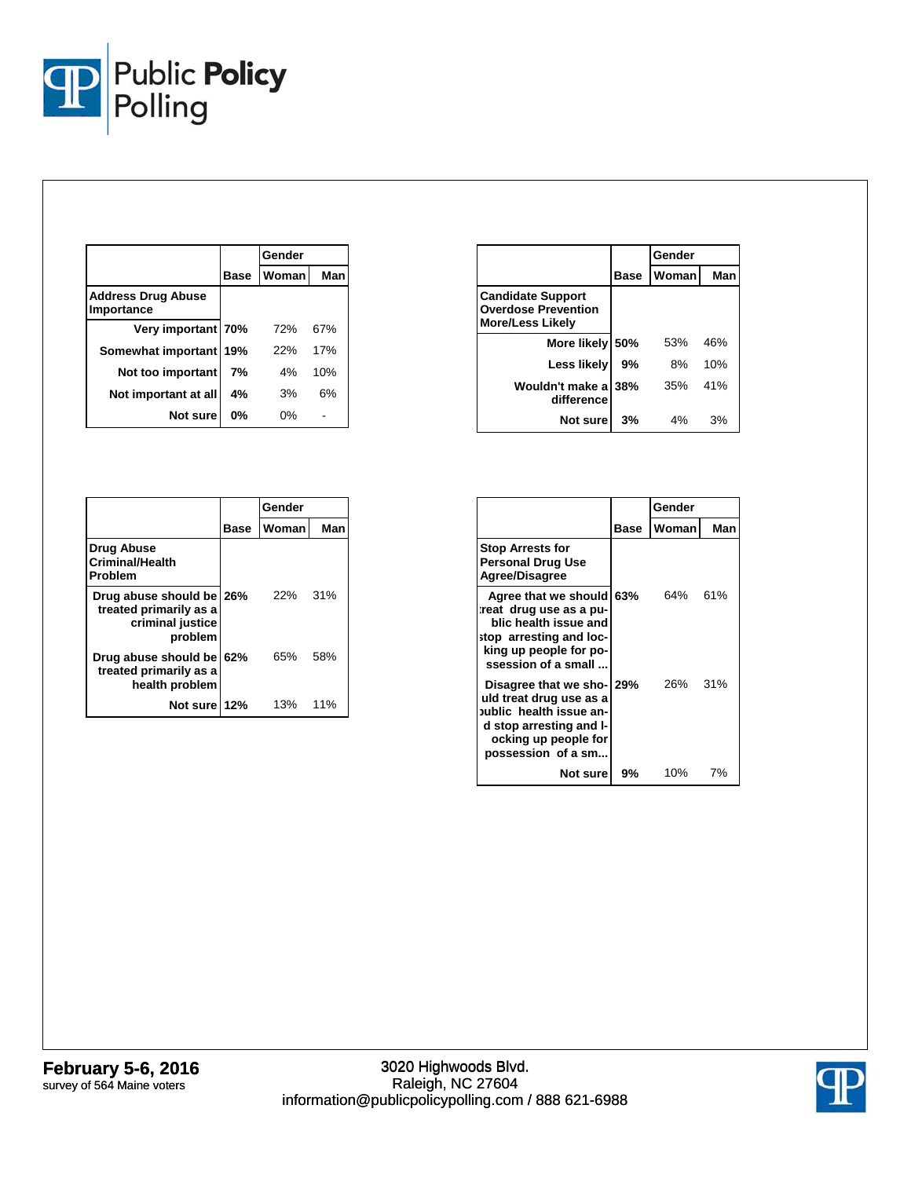| | Base | Gender | |
|---|---|---|---|
| | | Woman | Man |
| **Address Drug Abuse Importance** | | | |
| Very important | 70% | 72% | 67% |
| Somewhat important | 19% | 22% | 17% |
| Not too important | 7% | 4% | 10% |
| Not important at all | 4% | 3% | 6% |
| Not sure | 0% | 0% | - |

| | Base | Gender | |
|---|---|---|---|
| | | Woman | Man |
| **Candidate Support Overdose Prevention More/Less Likely** | | | |
| More likely | 50% | 53% | 46% |
| Less likely | 9% | 8% | 10% |
| Wouldn't make a difference | 38% | 35% | 41% |
| Not sure | 3% | 4% | 3% |

| | Base | Gender | |
|---|---|---|---|
| | | Woman | Man |
| **Drug Abuse Criminal/Health Problem** | | | |
| Drug abuse should be treated primarily as a criminal justice problem | 26% | 22% | 31% |
| Drug abuse should be treated primarily as a health problem | 62% | 65% | 58% |
| Not sure | 12% | 13% | 11% |

| | Base | Gender | |
|---|---|---|---|
| | | Woman | Man |
| **Stop Arrests for Personal Drug Use Agree/Disagree** | | | |
| Agree that we should treat drug use as a public health issue and stop arresting and locking up people for possession of a small ... | 63% | 64% | 61% |
| Disagree that we should treat drug use as a public health issue and stop arresting and locking up people for possession of a sm... | 29% | 26% | 31% |
| Not sure | 9% | 10% | 7% |

**February 5-6, 2016**
survey of 564 Maine voters

3020 Highwoods Blvd.
Raleigh, NC 27604
information@publicpolicypolling.com / 888 621-6988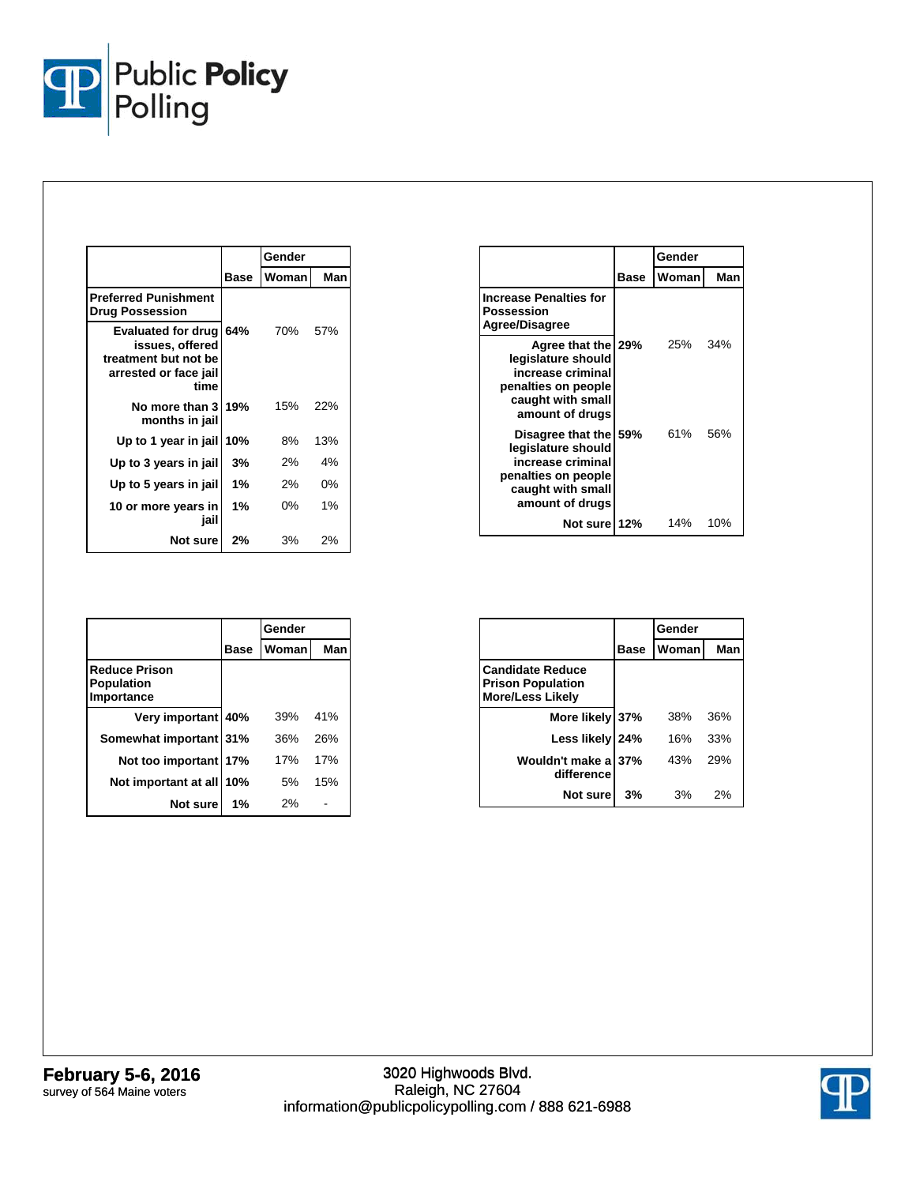| | Base | Gender | |
|---|---|---|---|
| | | Woman | Man |
| **Preferred Punishment Drug Possession** | | | |
| Evaluated for drug issues, offered treatment but not be arrested or face jail time | **64%** | 70% | 57% |
| No more than 3 months in jail | **19%** | 15% | 22% |
| Up to 1 year in jail | **10%** | 8% | 13% |
| Up to 3 years in jail | **3%** | 2% | 4% |
| Up to 5 years in jail | **1%** | 2% | 0% |
| 10 or more years in jail | **1%** | 0% | 1% |
| Not sure | **2%** | 3% | 2% |

| | Base | Gender | |
|---|---|---|---|
| | | Woman | Man |
| **Increase Penalties for Possession Agree/Disagree** | | | |
| Agree that the legislature should increase criminal penalties on people caught with small amount of drugs | **29%** | 25% | 34% |
| Disagree that the legislature should increase criminal penalties on people caught with small amount of drugs | **59%** | 61% | 56% |
| Not sure | **12%** | 14% | 10% |

| | Base | Gender | |
|---|---|---|---|
| | | Woman | Man |
| **Reduce Prison Population Importance** | | | |
| Very important | **40%** | 39% | 41% |
| Somewhat important | **31%** | 36% | 26% |
| Not too important | **17%** | 17% | 17% |
| Not important at all | **10%** | 5% | 15% |
| Not sure | **1%** | 2% | - |

| | Base | Gender | |
|---|---|---|---|
| | | Woman | Man |
| **Candidate Reduce Prison Population More/Less Likely** | | | |
| More likely | **37%** | 38% | 36% |
| Less likely | **24%** | 16% | 33% |
| Wouldn't make a difference | **37%** | 43% | 29% |
| Not sure | **3%** | 3% | 2% |

**February 5-6, 2016**
survey of 564 Maine voters

3020 Highwoods Blvd.
Raleigh, NC 27604
information@publicpolicypolling.com / 888 621-6988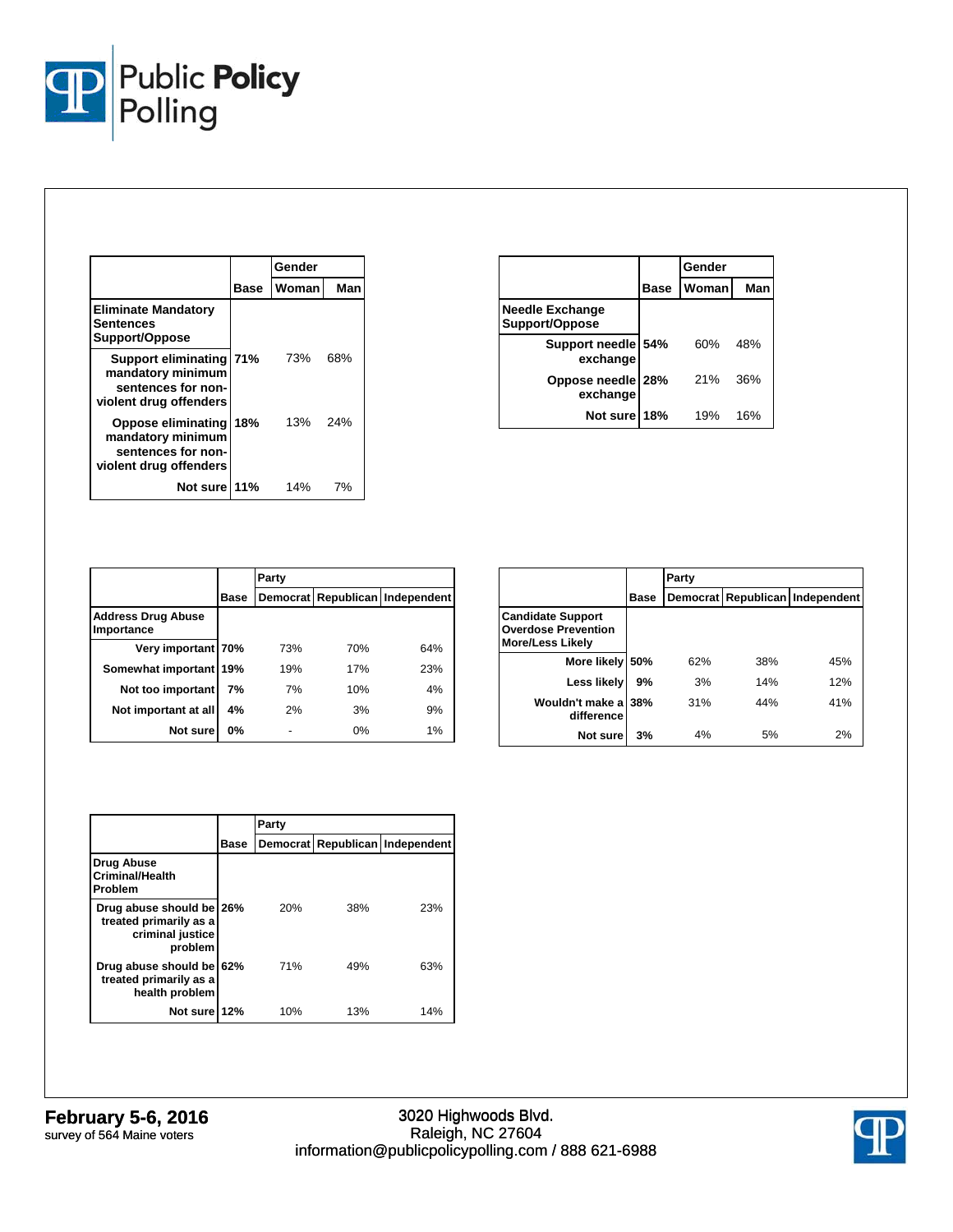| | Base | Gender | |
|---|---|---|---|
| | | Woman | Man |
| **Eliminate Mandatory Sentences Support/Oppose** | | | |
| Support eliminating mandatory minimum sentences for non-violent drug offenders | 71% | 73% | 68% |
| Oppose eliminating mandatory minimum sentences for non-violent drug offenders | 18% | 13% | 24% |
| Not sure | 11% | 14% | 7% |

| | Base | Gender | |
|---|---|---|---|
| | | Woman | Man |
| **Needle Exchange Support/Oppose** | | | |
| Support needle exchange | 54% | 60% | 48% |
| Oppose needle exchange | 28% | 21% | 36% |
| Not sure | 18% | 19% | 16% |

| | Base | Party | | |
|---|---|---|---|---|
| | | Democrat | Republican | Independent |
| **Address Drug Abuse Importance** | | | | |
| Very important | 70% | 73% | 70% | 64% |
| Somewhat important | 19% | 19% | 17% | 23% |
| Not too important | 7% | 7% | 10% | 4% |
| Not important at all | 4% | 2% | 3% | 9% |
| Not sure | 0% | - | 0% | 1% |

| | Base | Party | | |
|---|---|---|---|---|
| | | Democrat | Republican | Independent |
| **Candidate Support Overdose Prevention More/Less Likely** | | | | |
| More likely | 50% | 62% | 38% | 45% |
| Less likely | 9% | 3% | 14% | 12% |
| Wouldn't make a difference | 38% | 31% | 44% | 41% |
| Not sure | 3% | 4% | 5% | 2% |

| | Base | Party | | |
|---|---|---|---|---|
| | | Democrat | Republican | Independent |
| **Drug Abuse Criminal/Health Problem** | | | | |
| Drug abuse should be treated primarily as a criminal justice problem | 26% | 20% | 38% | 23% |
| Drug abuse should be treated primarily as a health problem | 62% | 71% | 49% | 63% |
| Not sure | 12% | 10% | 13% | 14% |

**February 5-6, 2016**
survey of 564 Maine voters

3020 Highwoods Blvd.
Raleigh, NC 27604
information@publicpolicypolling.com / 888 621-6988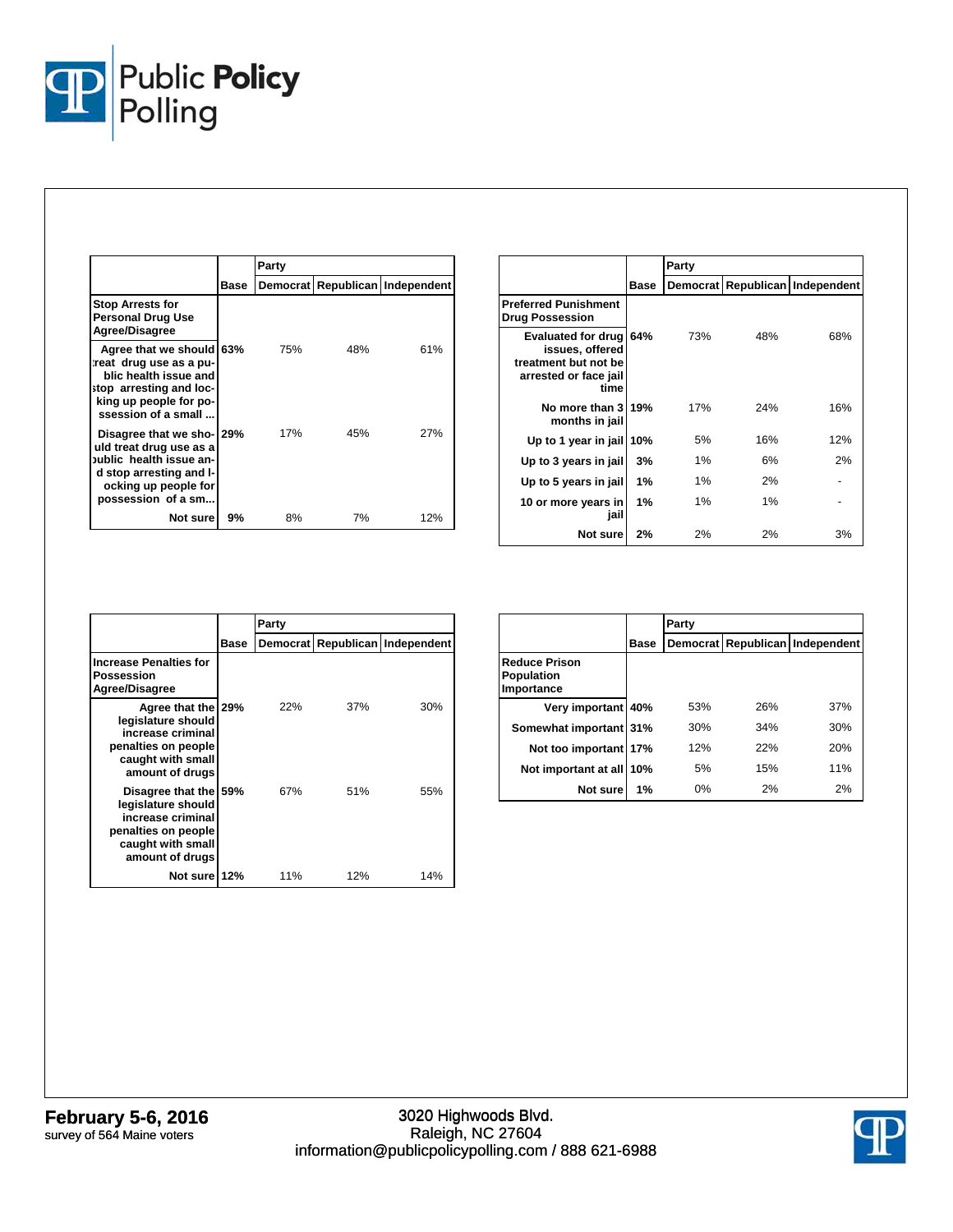| | Base | Party | | |
|---|---|---|---|---|
| | | Democrat | Republican | Independent |
| **Stop Arrests for Personal Drug Use Agree/Disagree** | | | | |
| Agree that we should treat drug use as a public health issue and stop arresting and locking up people for possession of a small ... | 63% | 75% | 48% | 61% |
| Disagree that we should treat drug use as a public health issue and stop arresting and locking up people for possession of a sm... | 29% | 17% | 45% | 27% |
| Not sure | 9% | 8% | 7% | 12% |

| | Base | Party | | |
|---|---|---|---|---|
| | | Democrat | Republican | Independent |
| **Preferred Punishment Drug Possession** | | | | |
| Evaluated for drug issues, offered treatment but not be arrested or face jail time | 64% | 73% | 48% | 68% |
| No more than 3 months in jail | 19% | 17% | 24% | 16% |
| Up to 1 year in jail | 10% | 5% | 16% | 12% |
| Up to 3 years in jail | 3% | 1% | 6% | 2% |
| Up to 5 years in jail | 1% | 1% | 2% | - |
| 10 or more years in jail | 1% | 1% | 1% | - |
| Not sure | 2% | 2% | 2% | 3% |

| | Base | Party | | |
|---|---|---|---|---|
| | | Democrat | Republican | Independent |
| **Increase Penalties for Possession Agree/Disagree** | | | | |
| Agree that the legislature should increase criminal penalties on people caught with small amount of drugs | 29% | 22% | 37% | 30% |
| Disagree that the legislature should increase criminal penalties on people caught with small amount of drugs | 59% | 67% | 51% | 55% |
| Not sure | 12% | 11% | 12% | 14% |

| | Base | Party | | |
|---|---|---|---|---|
| | | Democrat | Republican | Independent |
| **Reduce Prison Population Importance** | | | | |
| Very important | 40% | 53% | 26% | 37% |
| Somewhat important | 31% | 30% | 34% | 30% |
| Not too important | 17% | 12% | 22% | 20% |
| Not important at all | 10% | 5% | 15% | 11% |
| Not sure | 1% | 0% | 2% | 2% |

**February 5-6, 2016**
survey of 564 Maine voters

3020 Highwoods Blvd.
Raleigh, NC 27604
information@publicpolicypolling.com / 888 621-6988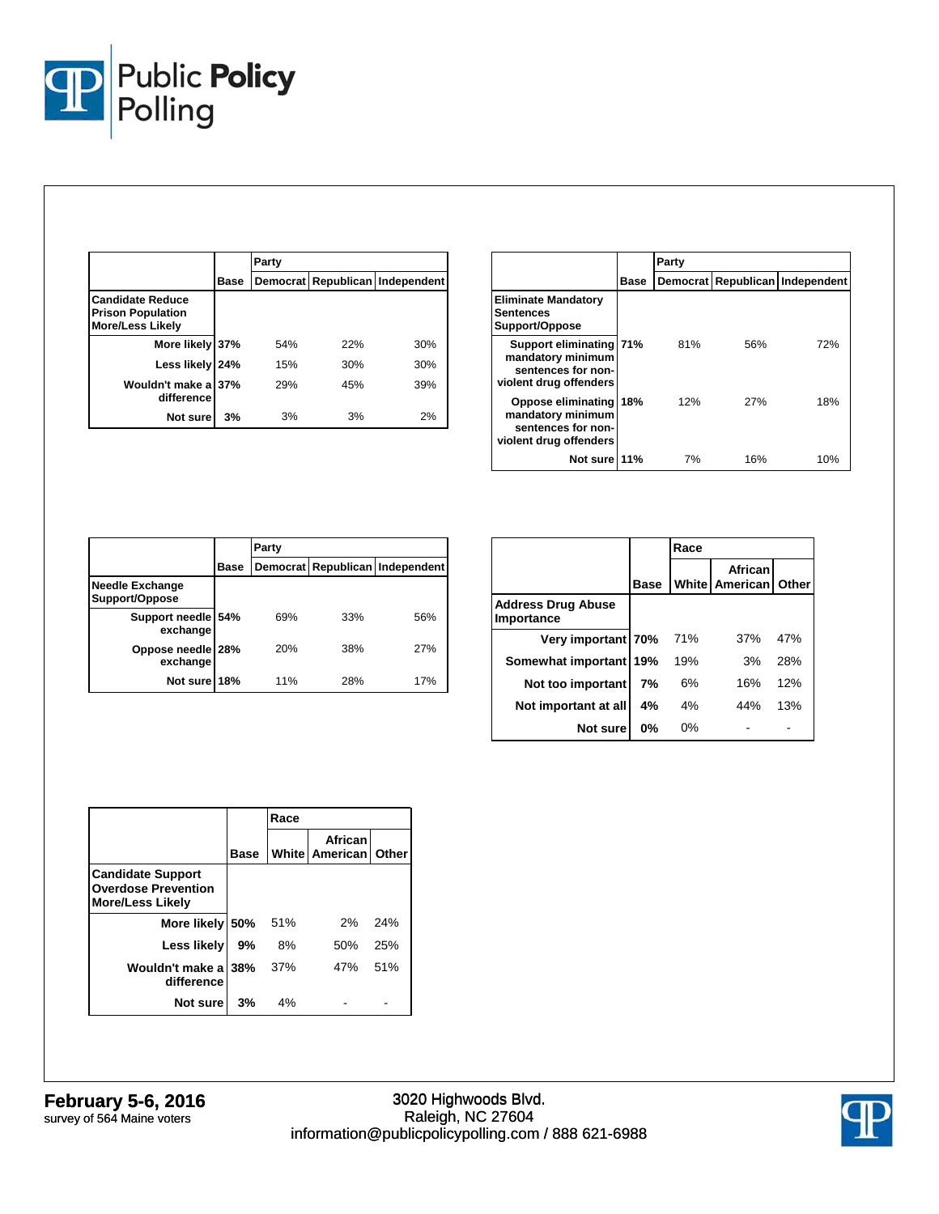| Candidate Reduce Prison Population More/Less Likely | Base | Party | | |
|---|---|---|---|---|
| | | Democrat | Republican | Independent |
| More likely | 37% | 54% | 22% | 30% |
| Less likely | 24% | 15% | 30% | 30% |
| Wouldn't make a difference | 37% | 29% | 45% | 39% |
| Not sure | 3% | 3% | 3% | 2% |

| Eliminate Mandatory Sentences Support/Oppose | Base | Party | | |
|---|---|---|---|---|
| | | Democrat | Republican | Independent |
| Support eliminating mandatory minimum sentences for non-violent drug offenders | 71% | 81% | 56% | 72% |
| Oppose eliminating mandatory minimum sentences for non-violent drug offenders | 18% | 12% | 27% | 18% |
| Not sure | 11% | 7% | 16% | 10% |

| Needle Exchange Support/Oppose | Base | Party | | |
|---|---|---|---|---|
| | | Democrat | Republican | Independent |
| Support needle exchange | 54% | 69% | 33% | 56% |
| Oppose needle exchange | 28% | 20% | 38% | 27% |
| Not sure | 18% | 11% | 28% | 17% |

| Address Drug Abuse Importance | Base | Race | | |
|---|---|---|---|---|
| | | White | African American | Other |
| Very important | 70% | 71% | 37% | 47% |
| Somewhat important | 19% | 19% | 3% | 28% |
| Not too important | 7% | 6% | 16% | 12% |
| Not important at all | 4% | 4% | 44% | 13% |
| Not sure | 0% | 0% | - | - |

| Candidate Support Overdose Prevention More/Less Likely | Base | Race | | |
|---|---|---|---|---|
| | | White | African American | Other |
| More likely | 50% | 51% | 2% | 24% |
| Less likely | 9% | 8% | 50% | 25% |
| Wouldn't make a difference | 38% | 37% | 47% | 51% |
| Not sure | 3% | 4% | - | - |

**February 5-6, 2016**
survey of 564 Maine voters

3020 Highwoods Blvd.
Raleigh, NC 27604
information@publicpolicypolling.com / 888 621-6988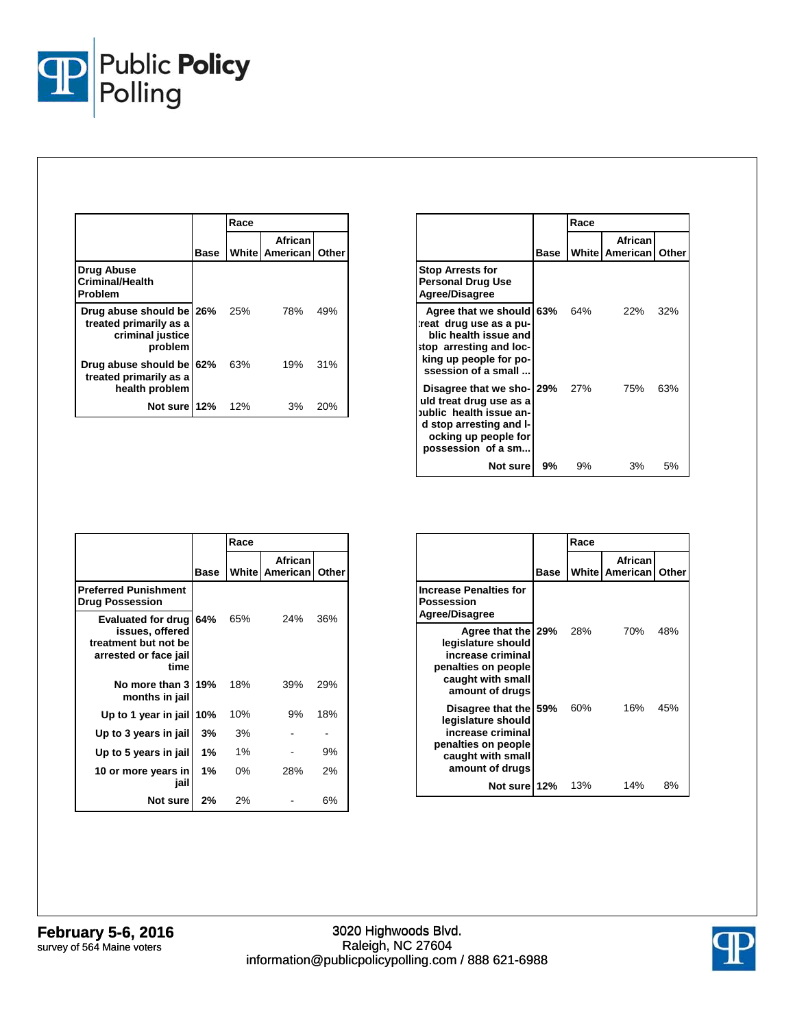| | Base | Race | | |
|---|---|---|---|---|
| | | White | African American | Other |
| **Drug Abuse Criminal/Health Problem** | | | | |
| Drug abuse should be treated primarily as a criminal justice problem | 26% | 25% | 78% | 49% |
| Drug abuse should be treated primarily as a health problem | 62% | 63% | 19% | 31% |
| Not sure | 12% | 12% | 3% | 20% |

| | Base | Race | | |
|---|---|---|---|---|
| | | White | African American | Other |
| **Stop Arrests for Personal Drug Use Agree/Disagree** | | | | |
| Agree that we should treat drug use as a public health issue and stop arresting and locking up people for possession of a small ... | 63% | 64% | 22% | 32% |
| Disagree that we should treat drug use as a public health issue and stop arresting and locking up people for possession of a sm... | 29% | 27% | 75% | 63% |
| Not sure | 9% | 9% | 3% | 5% |

| | Base | Race | | |
|---|---|---|---|---|
| | | White | African American | Other |
| **Preferred Punishment Drug Possession** | | | | |
| Evaluated for drug issues, offered treatment but not be arrested or face jail time | 64% | 65% | 24% | 36% |
| No more than 3 months in jail | 19% | 18% | 39% | 29% |
| Up to 1 year in jail | 10% | 10% | 9% | 18% |
| Up to 3 years in jail | 3% | 3% | - | - |
| Up to 5 years in jail | 1% | 1% | - | 9% |
| 10 or more years in jail | 1% | 0% | 28% | 2% |
| Not sure | 2% | 2% | - | 6% |

| | Base | Race | | |
|---|---|---|---|---|
| | | White | African American | Other |
| **Increase Penalties for Possession Agree/Disagree** | | | | |
| Agree that the legislature should increase criminal penalties on people caught with small amount of drugs | 29% | 28% | 70% | 48% |
| Disagree that the legislature should increase criminal penalties on people caught with small amount of drugs | 59% | 60% | 16% | 45% |
| Not sure | 12% | 13% | 14% | 8% |

**February 5-6, 2016**
survey of 564 Maine voters

3020 Highwoods Blvd.
Raleigh, NC 27604
information@publicpolicypolling.com / 888 621-6988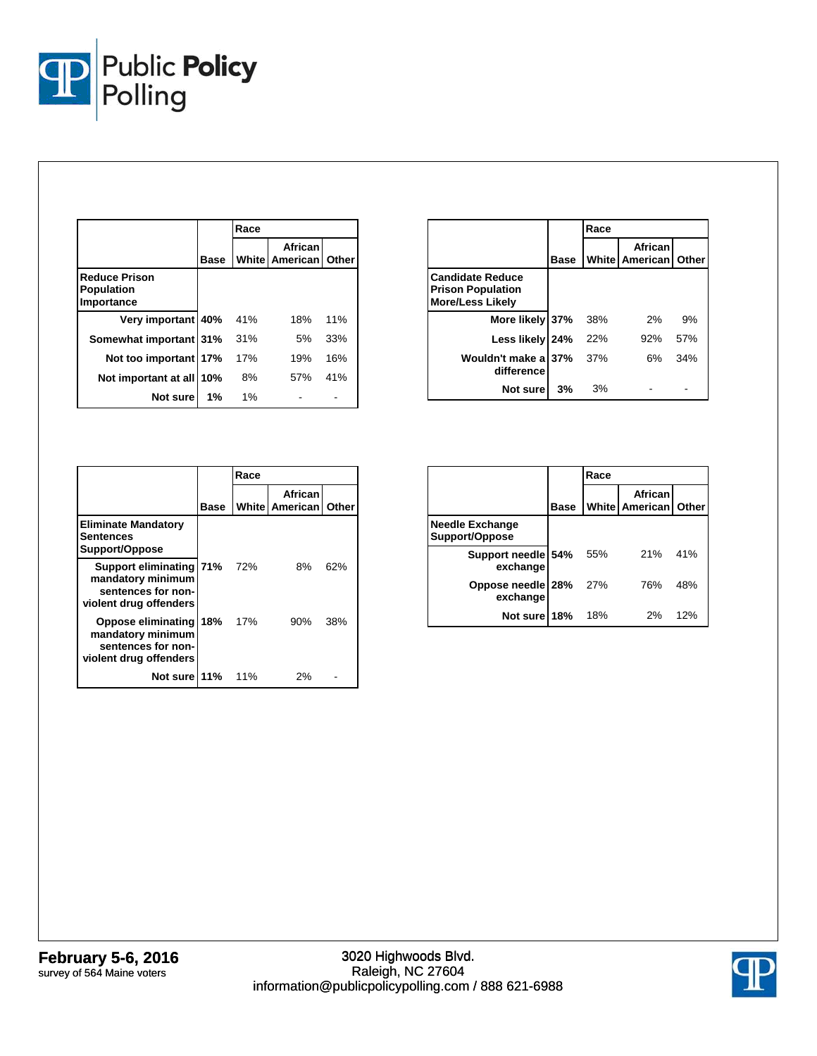| Reduce Prison Population Importance | Base | Race: White | Race: African American | Race: Other |
|---|---|---|---|---|
| Very important | 40% | 41% | 18% | 11% |
| Somewhat important | 31% | 31% | 5% | 33% |
| Not too important | 17% | 17% | 19% | 16% |
| Not important at all | 10% | 8% | 57% | 41% |
| Not sure | 1% | 1% | - | - |

| Candidate Reduce Prison Population More/Less Likely | Base | Race: White | Race: African American | Race: Other |
|---|---|---|---|---|
| More likely | 37% | 38% | 2% | 9% |
| Less likely | 24% | 22% | 92% | 57% |
| Wouldn't make a difference | 37% | 37% | 6% | 34% |
| Not sure | 3% | 3% | - | - |

| Eliminate Mandatory Sentences Support/Oppose | Base | Race: White | Race: African American | Race: Other |
|---|---|---|---|---|
| Support eliminating mandatory minimum sentences for non-violent drug offenders | 71% | 72% | 8% | 62% |
| Oppose eliminating mandatory minimum sentences for non-violent drug offenders | 18% | 17% | 90% | 38% |
| Not sure | 11% | 11% | 2% | - |

| Needle Exchange Support/Oppose | Base | Race: White | Race: African American | Race: Other |
|---|---|---|---|---|
| Support needle exchange | 54% | 55% | 21% | 41% |
| Oppose needle exchange | 28% | 27% | 76% | 48% |
| Not sure | 18% | 18% | 2% | 12% |

**February 5-6, 2016**
survey of 564 Maine voters

3020 Highwoods Blvd.
Raleigh, NC 27604
information@publicpolicypolling.com / 888 621-6988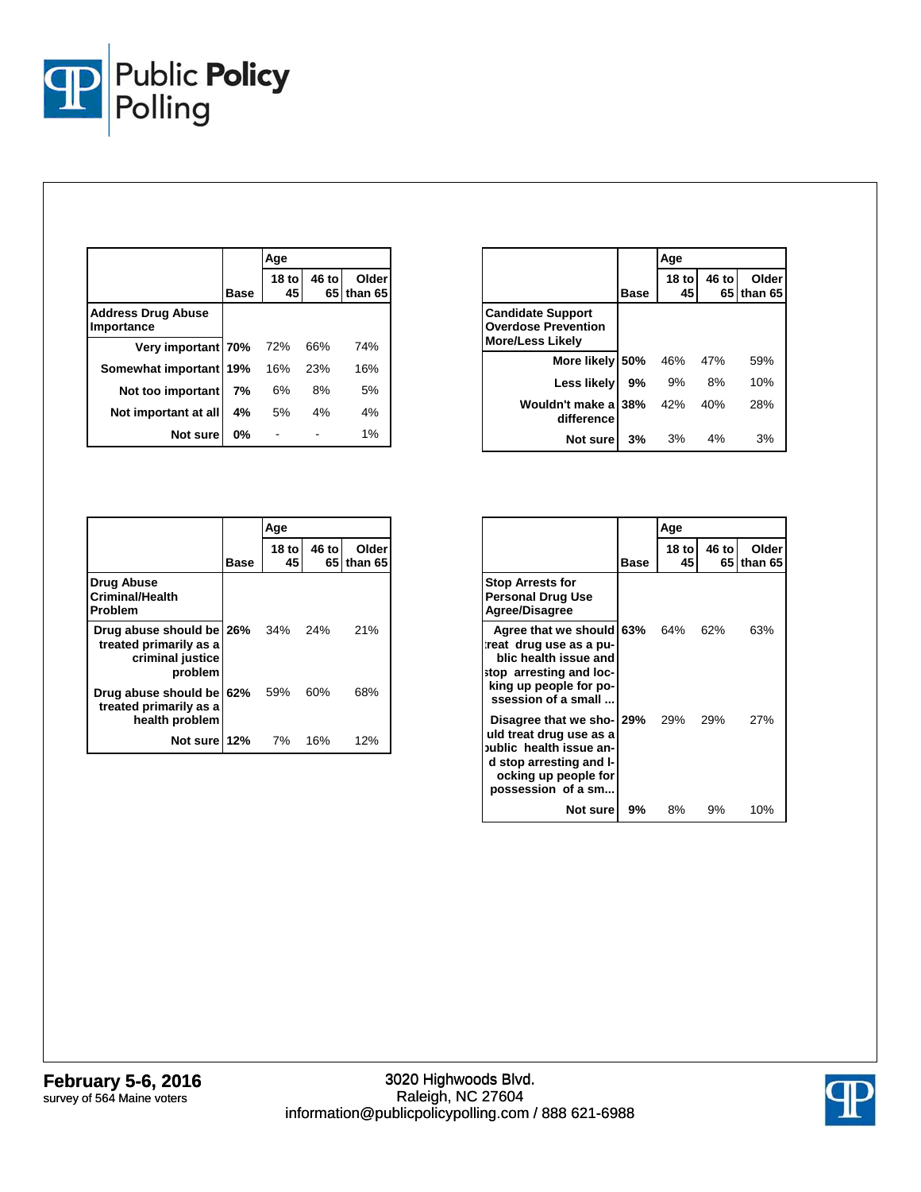| | Base | Age | | |
|---|---|---|---|---|
| | | 18 to 45 | 46 to 65 | Older than 65 |
| **Address Drug Abuse Importance** | | | | |
| Very important | **70%** | 72% | 66% | 74% |
| Somewhat important | **19%** | 16% | 23% | 16% |
| Not too important | **7%** | 6% | 8% | 5% |
| Not important at all | **4%** | 5% | 4% | 4% |
| Not sure | **0%** | - | - | 1% |

| | Base | Age | | |
|---|---|---|---|---|
| | | 18 to 45 | 46 to 65 | Older than 65 |
| **Candidate Support Overdose Prevention More/Less Likely** | | | | |
| More likely | **50%** | 46% | 47% | 59% |
| Less likely | **9%** | 9% | 8% | 10% |
| Wouldn't make a difference | **38%** | 42% | 40% | 28% |
| Not sure | **3%** | 3% | 4% | 3% |

| | Base | Age | | |
|---|---|---|---|---|
| | | 18 to 45 | 46 to 65 | Older than 65 |
| **Drug Abuse Criminal/Health Problem** | | | | |
| Drug abuse should be treated primarily as a criminal justice problem | **26%** | 34% | 24% | 21% |
| Drug abuse should be treated primarily as a health problem | **62%** | 59% | 60% | 68% |
| Not sure | **12%** | 7% | 16% | 12% |

| | Base | Age | | |
|---|---|---|---|---|
| | | 18 to 45 | 46 to 65 | Older than 65 |
| **Stop Arrests for Personal Drug Use Agree/Disagree** | | | | |
| Agree that we should treat drug use as a public health issue and stop arresting and locking up people for possession of a small ... | **63%** | 64% | 62% | 63% |
| Disagree that we should treat drug use as a public health issue and stop arresting and locking up people for possession of a sm... | **29%** | 29% | 29% | 27% |
| Not sure | **9%** | 8% | 9% | 10% |

**February 5-6, 2016**
survey of 564 Maine voters

3020 Highwoods Blvd.
Raleigh, NC 27604
information@publicpolicypolling.com / 888 621-6988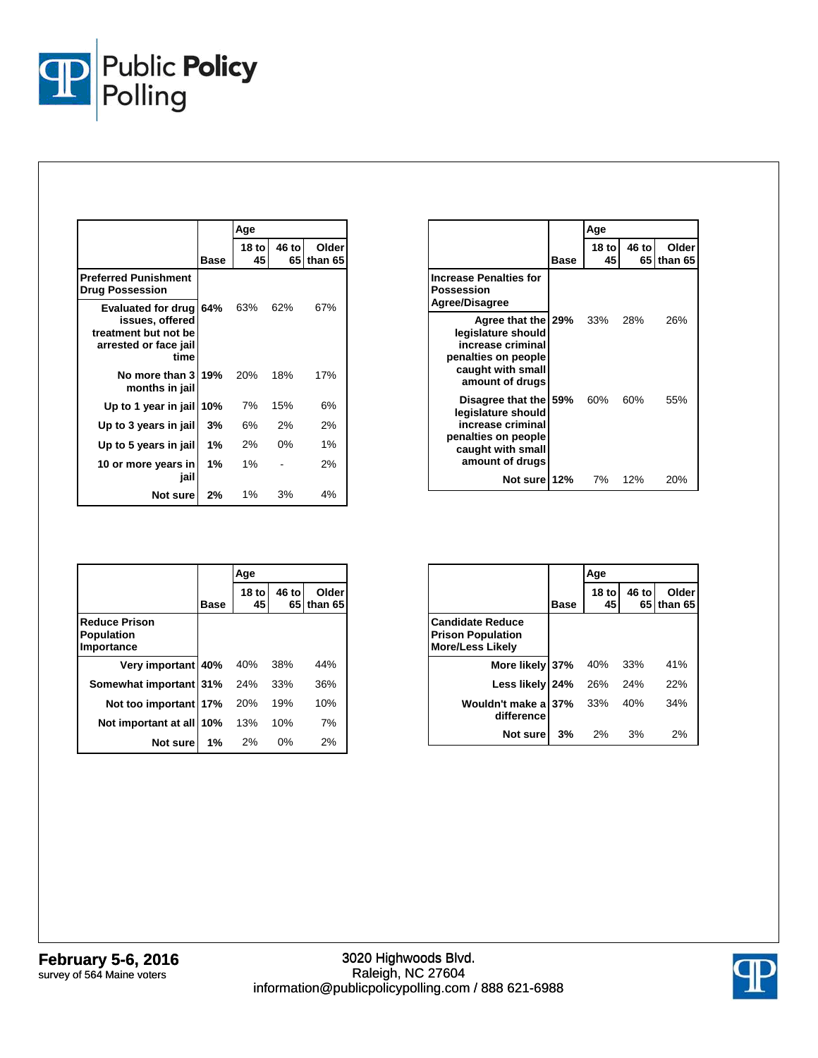| | Base | Age | | |
|---|---|---|---|---|
| | | 18 to 45 | 46 to 65 | Older than 65 |
| **Preferred Punishment Drug Possession** | | | | |
| Evaluated for drug issues, offered treatment but not be arrested or face jail time | 64% | 63% | 62% | 67% |
| No more than 3 months in jail | 19% | 20% | 18% | 17% |
| Up to 1 year in jail | 10% | 7% | 15% | 6% |
| Up to 3 years in jail | 3% | 6% | 2% | 2% |
| Up to 5 years in jail | 1% | 2% | 0% | 1% |
| 10 or more years in jail | 1% | 1% | - | 2% |
| Not sure | 2% | 1% | 3% | 4% |

| | Base | Age | | |
|---|---|---|---|---|
| | | 18 to 45 | 46 to 65 | Older than 65 |
| **Increase Penalties for Possession Agree/Disagree** | | | | |
| Agree that the legislature should increase criminal penalties on people caught with small amount of drugs | 29% | 33% | 28% | 26% |
| Disagree that the legislature should increase criminal penalties on people caught with small amount of drugs | 59% | 60% | 60% | 55% |
| Not sure | 12% | 7% | 12% | 20% |

| | Base | Age | | |
|---|---|---|---|---|
| | | 18 to 45 | 46 to 65 | Older than 65 |
| **Reduce Prison Population Importance** | | | | |
| Very important | 40% | 40% | 38% | 44% |
| Somewhat important | 31% | 24% | 33% | 36% |
| Not too important | 17% | 20% | 19% | 10% |
| Not important at all | 10% | 13% | 10% | 7% |
| Not sure | 1% | 2% | 0% | 2% |

| | Base | Age | | |
|---|---|---|---|---|
| | | 18 to 45 | 46 to 65 | Older than 65 |
| **Candidate Reduce Prison Population More/Less Likely** | | | | |
| More likely | 37% | 40% | 33% | 41% |
| Less likely | 24% | 26% | 24% | 22% |
| Wouldn't make a difference | 37% | 33% | 40% | 34% |
| Not sure | 3% | 2% | 3% | 2% |

**February 5-6, 2016**
survey of 564 Maine voters

3020 Highwoods Blvd.
Raleigh, NC 27604
information@publicpolicypolling.com / 888 621-6988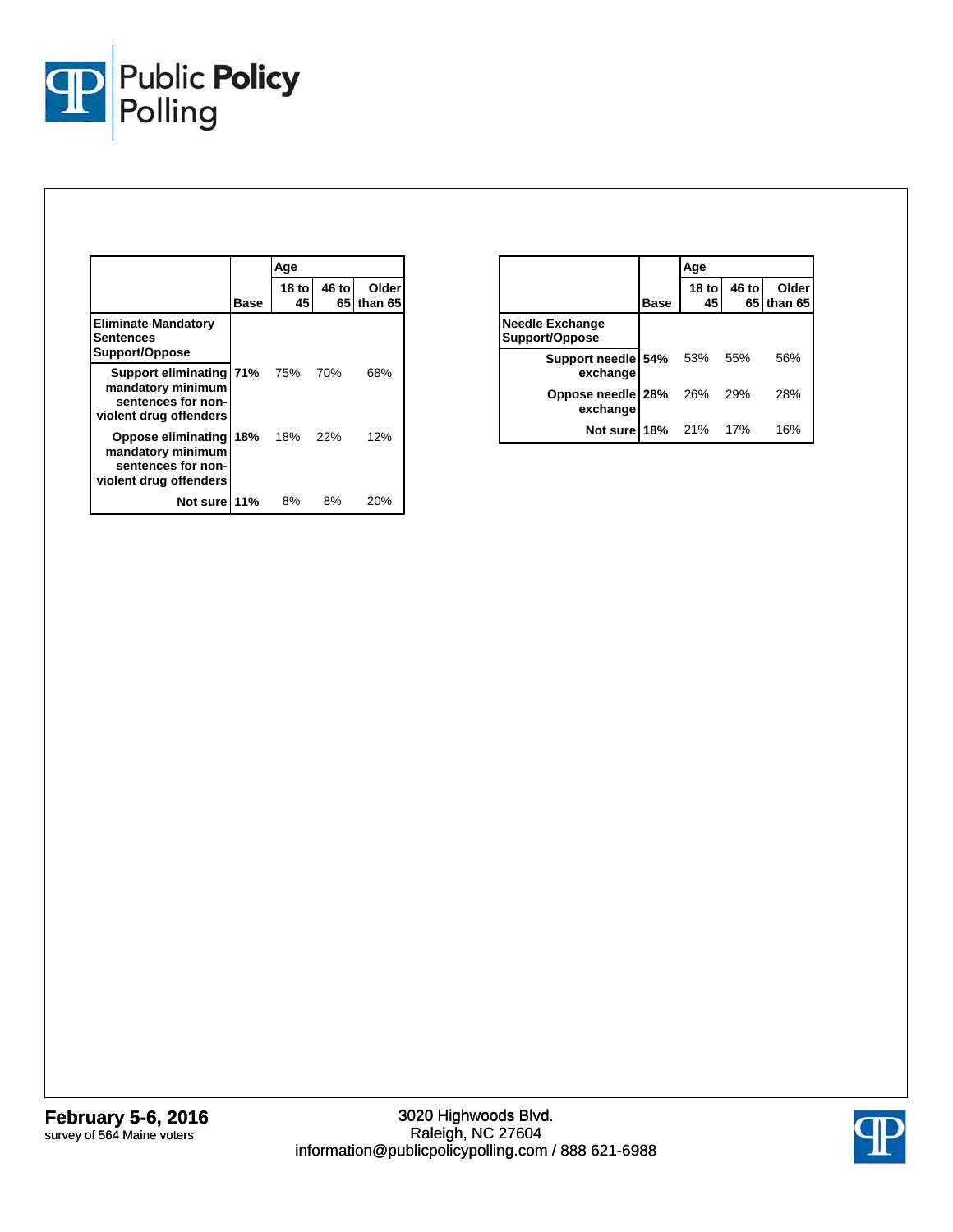| | Base | Age | | |
|---|---|---|---|---|
| | | 18 to 45 | 46 to 65 | Older than 65 |
| **Eliminate Mandatory Sentences Support/Oppose** | | | | |
| Support eliminating mandatory minimum sentences for non-violent drug offenders | **71%** | 75% | 70% | 68% |
| Oppose eliminating mandatory minimum sentences for non-violent drug offenders | **18%** | 18% | 22% | 12% |
| Not sure | **11%** | 8% | 8% | 20% |

| | Base | Age | | |
|---|---|---|---|---|
| | | 18 to 45 | 46 to 65 | Older than 65 |
| **Needle Exchange Support/Oppose** | | | | |
| Support needle exchange | **54%** | 53% | 55% | 56% |
| Oppose needle exchange | **28%** | 26% | 29% | 28% |
| Not sure | **18%** | 21% | 17% | 16% |

**February 5-6, 2016**
survey of 564 Maine voters

3020 Highwoods Blvd.
Raleigh, NC 27604
information@publicpolicypolling.com / 888 621-6988